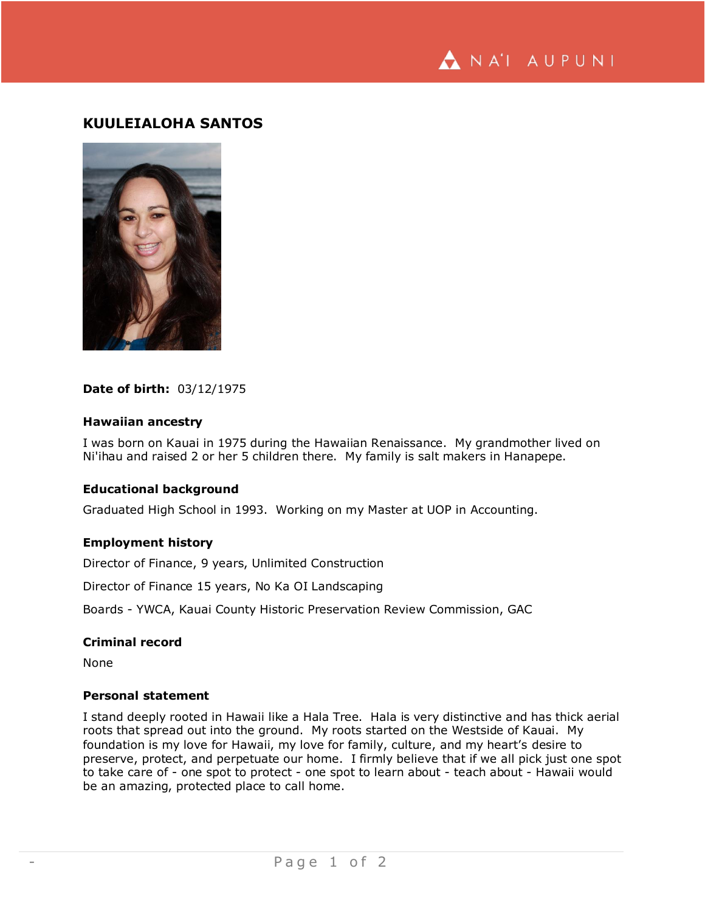# KUULEIALOHA SANTOS

**Date of birth:** 03/12/1975

### Hawaiian ancestry

I was born on Kauai in 1975 during the Hawaiian Renaissance. My grandmother lived on Ni'ihau and raised 2 or her 5 children there. My family is salt makers in Hanapepe.

### Educational background

Graduated High School in 1993. Working on my Master at UOP in Accounting.

### Employment history

Director of Finance, 9 years, Unlimited Construction

Director of Finance 15 years, No Ka OI Landscaping

Boards - YWCA, Kauai County Historic Preservation Review Commission, GAC

### Criminal record

None

### Personal statement

I stand deeply rooted in Hawaii like a Hala Tree. Hala is very distinctive and has thick aerial roots that spread out into the ground. My roots started on the Westside of Kauai. My foundation is my love for Hawaii, my love for family, culture, and my heart's desire to preserve, protect, and perpetuate our home. I firmly believe that if we all pick just one spot to take care of - one spot to protect - one spot to learn about - teach about - Hawaii would be an amazing, protected place to call home.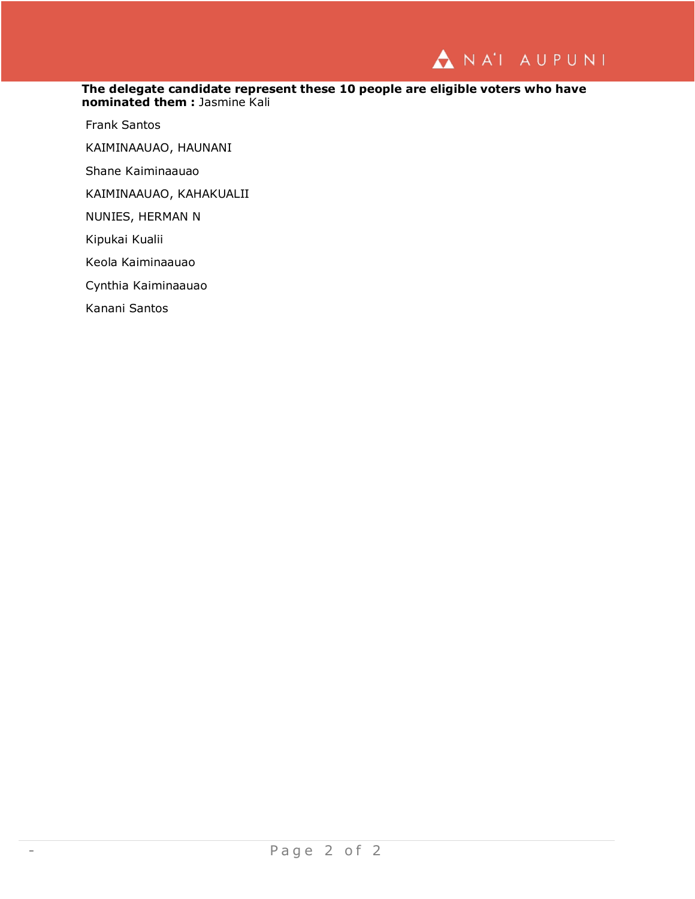**The delegate candidate represent these 10 people are eligible voters who have nominated them :** Jasmine Kali

Frank Santos

KAIMINAAUAO, HAUNANI

Shane Kaiminaauao

KAIMINAAUAO, KAHAKUALII

NUNIES, HERMAN N

Kipukai Kualii

Keola Kaiminaauao

Cynthia Kaiminaauao

Kanani Santos